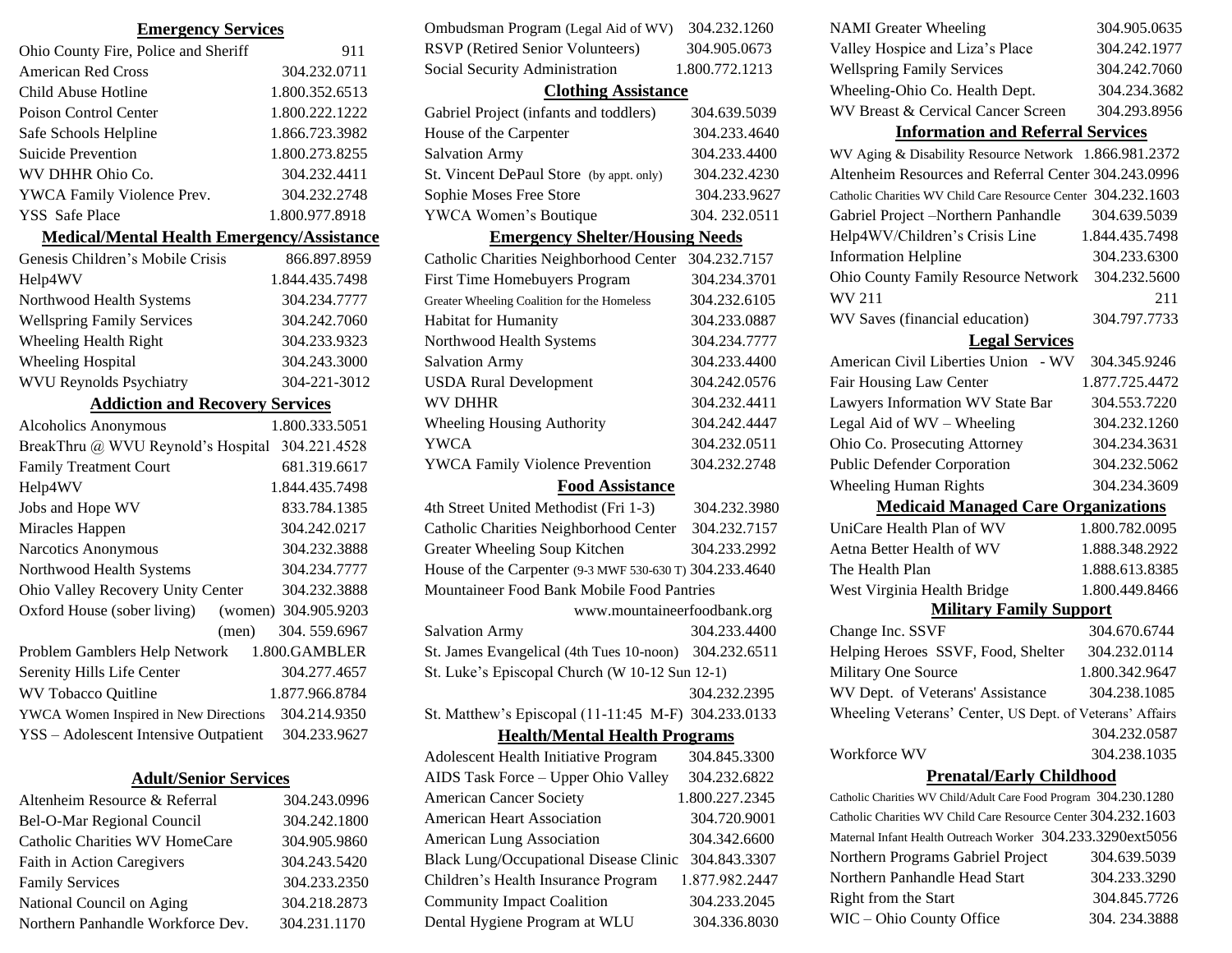## Emergency Services

| | |
|---|---|
| Ohio County Fire, Police and Sheriff | 911 |
| American Red Cross | 304.232.0711 |
| Child Abuse Hotline | 1.800.352.6513 |
| Poison Control Center | 1.800.222.1222 |
| Safe Schools Helpline | 1.866.723.3982 |
| Suicide Prevention | 1.800.273.8255 |
| WV DHHR Ohio Co. | 304.232.4411 |
| YWCA Family Violence Prev. | 304.232.2748 |
| YSS Safe Place | 1.800.977.8918 |

## Medical/Mental Health Emergency/Assistance

| | |
|---|---|
| Genesis Children's Mobile Crisis | 866.897.8959 |
| Help4WV | 1.844.435.7498 |
| Northwood Health Systems | 304.234.7777 |
| Wellspring Family Services | 304.242.7060 |
| Wheeling Health Right | 304.233.9323 |
| Wheeling Hospital | 304.243.3000 |
| WVU Reynolds Psychiatry | 304-221-3012 |

## Addiction and Recovery Services

| | |
|---|---|
| Alcoholics Anonymous | 1.800.333.5051 |
| BreakThru @ WVU Reynold's Hospital | 304.221.4528 |
| Family Treatment Court | 681.319.6617 |
| Help4WV | 1.844.435.7498 |
| Jobs and Hope WV | 833.784.1385 |
| Miracles Happen | 304.242.0217 |
| Narcotics Anonymous | 304.232.3888 |
| Northwood Health Systems | 304.234.7777 |
| Ohio Valley Recovery Unity Center | 304.232.3888 |
| Oxford House (sober living) (women) | 304.905.9203 |
| (men) | 304. 559.6967 |
| Problem Gamblers Help Network | 1.800.GAMBLER |
| Serenity Hills Life Center | 304.277.4657 |
| WV Tobacco Quitline | 1.877.966.8784 |
| YWCA Women Inspired in New Directions | 304.214.9350 |
| YSS – Adolescent Intensive Outpatient | 304.233.9627 |

## Adult/Senior Services

| | |
|---|---|
| Altenheim Resource & Referral | 304.243.0996 |
| Bel-O-Mar Regional Council | 304.242.1800 |
| Catholic Charities WV HomeCare | 304.905.9860 |
| Faith in Action Caregivers | 304.243.5420 |
| Family Services | 304.233.2350 |
| National Council on Aging | 304.218.2873 |
| Northern Panhandle Workforce Dev. | 304.231.1170 |
| Ombudsman Program (Legal Aid of WV) | 304.232.1260 |
| RSVP (Retired Senior Volunteers) | 304.905.0673 |
| Social Security Administration | 1.800.772.1213 |

## Clothing Assistance

| | |
|---|---|
| Gabriel Project (infants and toddlers) | 304.639.5039 |
| House of the Carpenter | 304.233.4640 |
| Salvation Army | 304.233.4400 |
| St. Vincent DePaul Store (by appt. only) | 304.232.4230 |
| Sophie Moses Free Store | 304.233.9627 |
| YWCA Women's Boutique | 304. 232.0511 |

## Emergency Shelter/Housing Needs

| | |
|---|---|
| Catholic Charities Neighborhood Center | 304.232.7157 |
| First Time Homebuyers Program | 304.234.3701 |
| Greater Wheeling Coalition for the Homeless | 304.232.6105 |
| Habitat for Humanity | 304.233.0887 |
| Northwood Health Systems | 304.234.7777 |
| Salvation Army | 304.233.4400 |
| USDA Rural Development | 304.242.0576 |
| WV DHHR | 304.232.4411 |
| Wheeling Housing Authority | 304.242.4447 |
| YWCA | 304.232.0511 |
| YWCA Family Violence Prevention | 304.232.2748 |

## Food Assistance

| | |
|---|---|
| 4th Street United Methodist (Fri 1-3) | 304.232.3980 |
| Catholic Charities Neighborhood Center | 304.232.7157 |
| Greater Wheeling Soup Kitchen | 304.233.2992 |
| House of the Carpenter (9-3 MWF 530-630 T) | 304.233.4640 |
| Mountaineer Food Bank Mobile Food Pantries | www.mountaineerfoodbank.org |
| Salvation Army | 304.233.4400 |
| St. James Evangelical (4th Tues 10-noon) | 304.232.6511 |
| St. Luke's Episcopal Church (W 10-12 Sun 12-1) | 304.232.2395 |
| St. Matthew's Episcopal (11-11:45 M-F) | 304.233.0133 |

## Health/Mental Health Programs

| | |
|---|---|
| Adolescent Health Initiative Program | 304.845.3300 |
| AIDS Task Force – Upper Ohio Valley | 304.232.6822 |
| American Cancer Society | 1.800.227.2345 |
| American Heart Association | 304.720.9001 |
| American Lung Association | 304.342.6600 |
| Black Lung/Occupational Disease Clinic | 304.843.3307 |
| Children's Health Insurance Program | 1.877.982.2447 |
| Community Impact Coalition | 304.233.2045 |
| Dental Hygiene Program at WLU | 304.336.8030 |
| NAMI Greater Wheeling | 304.905.0635 |
| Valley Hospice and Liza's Place | 304.242.1977 |
| Wellspring Family Services | 304.242.7060 |
| Wheeling-Ohio Co. Health Dept. | 304.234.3682 |
| WV Breast & Cervical Cancer Screen | 304.293.8956 |

## Information and Referral Services

| | |
|---|---|
| WV Aging & Disability Resource Network | 1.866.981.2372 |
| Altenheim Resources and Referral Center | 304.243.0996 |
| Catholic Charities WV Child Care Resource Center | 304.232.1603 |
| Gabriel Project –Northern Panhandle | 304.639.5039 |
| Help4WV/Children's Crisis Line | 1.844.435.7498 |
| Information Helpline | 304.233.6300 |
| Ohio County Family Resource Network | 304.232.5600 |
| WV 211 | 211 |
| WV Saves (financial education) | 304.797.7733 |

## Legal Services

| | |
|---|---|
| American Civil Liberties Union - WV | 304.345.9246 |
| Fair Housing Law Center | 1.877.725.4472 |
| Lawyers Information WV State Bar | 304.553.7220 |
| Legal Aid of WV – Wheeling | 304.232.1260 |
| Ohio Co. Prosecuting Attorney | 304.234.3631 |
| Public Defender Corporation | 304.232.5062 |
| Wheeling Human Rights | 304.234.3609 |

## Medicaid Managed Care Organizations

| | |
|---|---|
| UniCare Health Plan of WV | 1.800.782.0095 |
| Aetna Better Health of WV | 1.888.348.2922 |
| The Health Plan | 1.888.613.8385 |
| West Virginia Health Bridge | 1.800.449.8466 |

## Military Family Support

| | |
|---|---|
| Change Inc. SSVF | 304.670.6744 |
| Helping Heroes SSVF, Food, Shelter | 304.232.0114 |
| Military One Source | 1.800.342.9647 |
| WV Dept. of Veterans' Assistance | 304.238.1085 |
| Wheeling Veterans' Center, US Dept. of Veterans' Affairs | 304.232.0587 |
| Workforce WV | 304.238.1035 |

## Prenatal/Early Childhood

| | |
|---|---|
| Catholic Charities WV Child/Adult Care Food Program | 304.230.1280 |
| Catholic Charities WV Child Care Resource Center | 304.232.1603 |
| Maternal Infant Health Outreach Worker | 304.233.3290ext5056 |
| Northern Programs Gabriel Project | 304.639.5039 |
| Northern Panhandle Head Start | 304.233.3290 |
| Right from the Start | 304.845.7726 |
| WIC – Ohio County Office | 304. 234.3888 |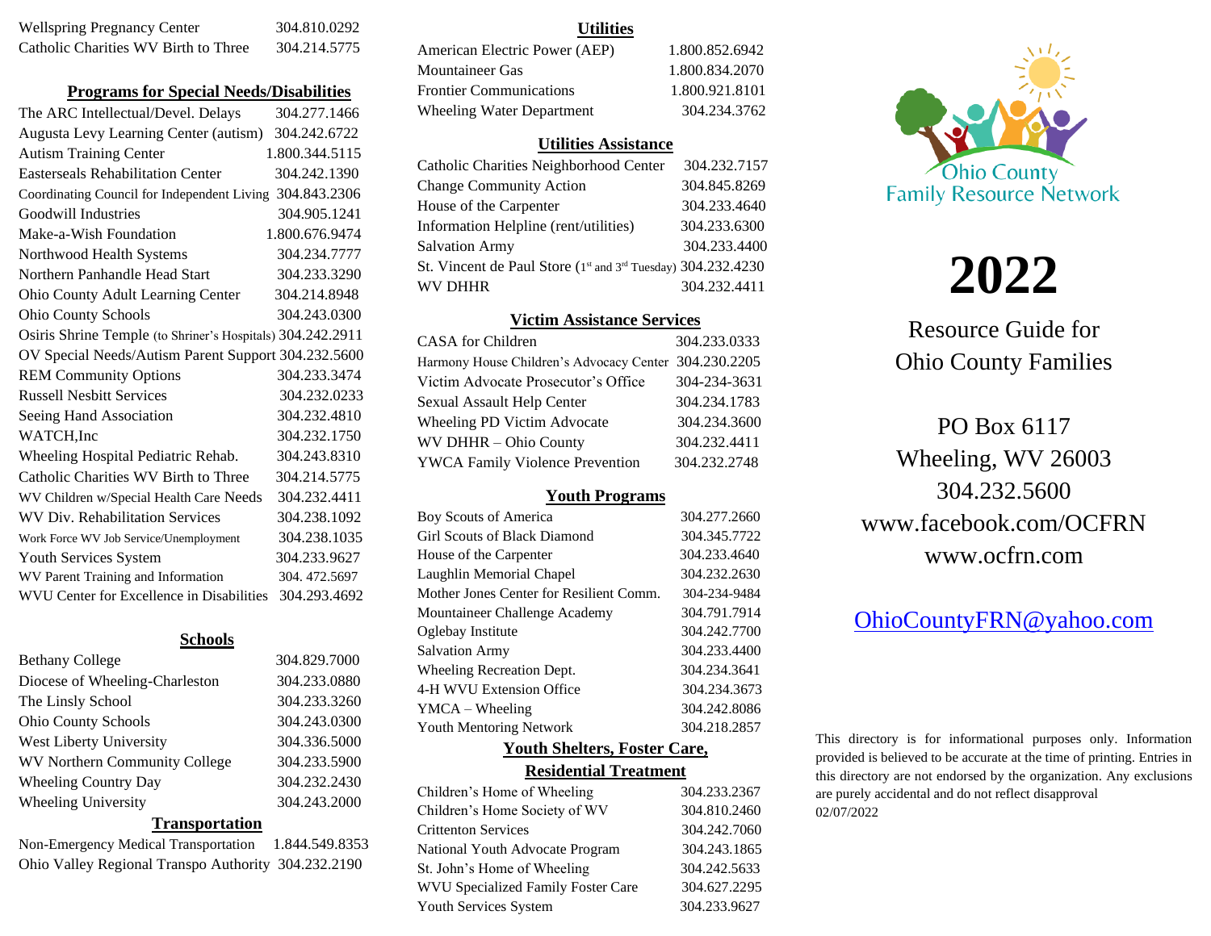| | |
|---|---|
| Wellspring Pregnancy Center | 304.810.0292 |
| Catholic Charities WV Birth to Three | 304.214.5775 |

## Programs for Special Needs/Disabilities

| | |
|---|---|
| The ARC Intellectual/Devel. Delays | 304.277.1466 |
| Augusta Levy Learning Center (autism) | 304.242.6722 |
| Autism Training Center | 1.800.344.5115 |
| Easterseals Rehabilitation Center | 304.242.1390 |
| Coordinating Council for Independent Living | 304.843.2306 |
| Goodwill Industries | 304.905.1241 |
| Make-a-Wish Foundation | 1.800.676.9474 |
| Northwood Health Systems | 304.234.7777 |
| Northern Panhandle Head Start | 304.233.3290 |
| Ohio County Adult Learning Center | 304.214.8948 |
| Ohio County Schools | 304.243.0300 |
| Osiris Shrine Temple (to Shriner's Hospitals) | 304.242.2911 |
| OV Special Needs/Autism Parent Support | 304.232.5600 |
| REM Community Options | 304.233.3474 |
| Russell Nesbitt Services | 304.232.0233 |
| Seeing Hand Association | 304.232.4810 |
| WATCH,Inc | 304.232.1750 |
| Wheeling Hospital Pediatric Rehab. | 304.243.8310 |
| Catholic Charities WV Birth to Three | 304.214.5775 |
| WV Children w/Special Health Care Needs | 304.232.4411 |
| WV Div. Rehabilitation Services | 304.238.1092 |
| Work Force WV Job Service/Unemployment | 304.238.1035 |
| Youth Services System | 304.233.9627 |
| WV Parent Training and Information | 304. 472.5697 |
| WVU Center for Excellence in Disabilities | 304.293.4692 |

## Schools

| | |
|---|---|
| Bethany College | 304.829.7000 |
| Diocese of Wheeling-Charleston | 304.233.0880 |
| The Linsly School | 304.233.3260 |
| Ohio County Schools | 304.243.0300 |
| West Liberty University | 304.336.5000 |
| WV Northern Community College | 304.233.5900 |
| Wheeling Country Day | 304.232.2430 |
| Wheeling University | 304.243.2000 |

## Transportation

| | |
|---|---|
| Non-Emergency Medical Transportation | 1.844.549.8353 |
| Ohio Valley Regional Transpo Authority | 304.232.2190 |

## Utilities

| | |
|---|---|
| American Electric Power (AEP) | 1.800.852.6942 |
| Mountaineer Gas | 1.800.834.2070 |
| Frontier Communications | 1.800.921.8101 |
| Wheeling Water Department | 304.234.3762 |

## Utilities Assistance

| | |
|---|---|
| Catholic Charities Neighborhood Center | 304.232.7157 |
| Change Community Action | 304.845.8269 |
| House of the Carpenter | 304.233.4640 |
| Information Helpline (rent/utilities) | 304.233.6300 |
| Salvation Army | 304.233.4400 |
| St. Vincent de Paul Store (1st and 3rd Tuesday) | 304.232.4230 |
| WV DHHR | 304.232.4411 |

## Victim Assistance Services

| | |
|---|---|
| CASA for Children | 304.233.0333 |
| Harmony House Children's Advocacy Center | 304.230.2205 |
| Victim Advocate Prosecutor's Office | 304-234-3631 |
| Sexual Assault Help Center | 304.234.1783 |
| Wheeling PD Victim Advocate | 304.234.3600 |
| WV DHHR – Ohio County | 304.232.4411 |
| YWCA Family Violence Prevention | 304.232.2748 |

## Youth Programs

| | |
|---|---|
| Boy Scouts of America | 304.277.2660 |
| Girl Scouts of Black Diamond | 304.345.7722 |
| House of the Carpenter | 304.233.4640 |
| Laughlin Memorial Chapel | 304.232.2630 |
| Mother Jones Center for Resilient Comm. | 304-234-9484 |
| Mountaineer Challenge Academy | 304.791.7914 |
| Oglebay Institute | 304.242.7700 |
| Salvation Army | 304.233.4400 |
| Wheeling Recreation Dept. | 304.234.3641 |
| 4-H WVU Extension Office | 304.234.3673 |
| YMCA – Wheeling | 304.242.8086 |
| Youth Mentoring Network | 304.218.2857 |

## Youth Shelters, Foster Care, Residential Treatment

| | |
|---|---|
| Children's Home of Wheeling | 304.233.2367 |
| Children's Home Society of WV | 304.810.2460 |
| Crittenton Services | 304.242.7060 |
| National Youth Advocate Program | 304.243.1865 |
| St. John's Home of Wheeling | 304.242.5633 |
| WVU Specialized Family Foster Care | 304.627.2295 |
| Youth Services System | 304.233.9627 |

Ohio County Family Resource Network

# 2022

Resource Guide for Ohio County Families

PO Box 6117
Wheeling, WV 26003
304.232.5600
www.facebook.com/OCFRN
www.ocfrn.com

OhioCountyFRN@yahoo.com

This directory is for informational purposes only. Information provided is believed to be accurate at the time of printing. Entries in this directory are not endorsed by the organization. Any exclusions are purely accidental and do not reflect disapproval
02/07/2022